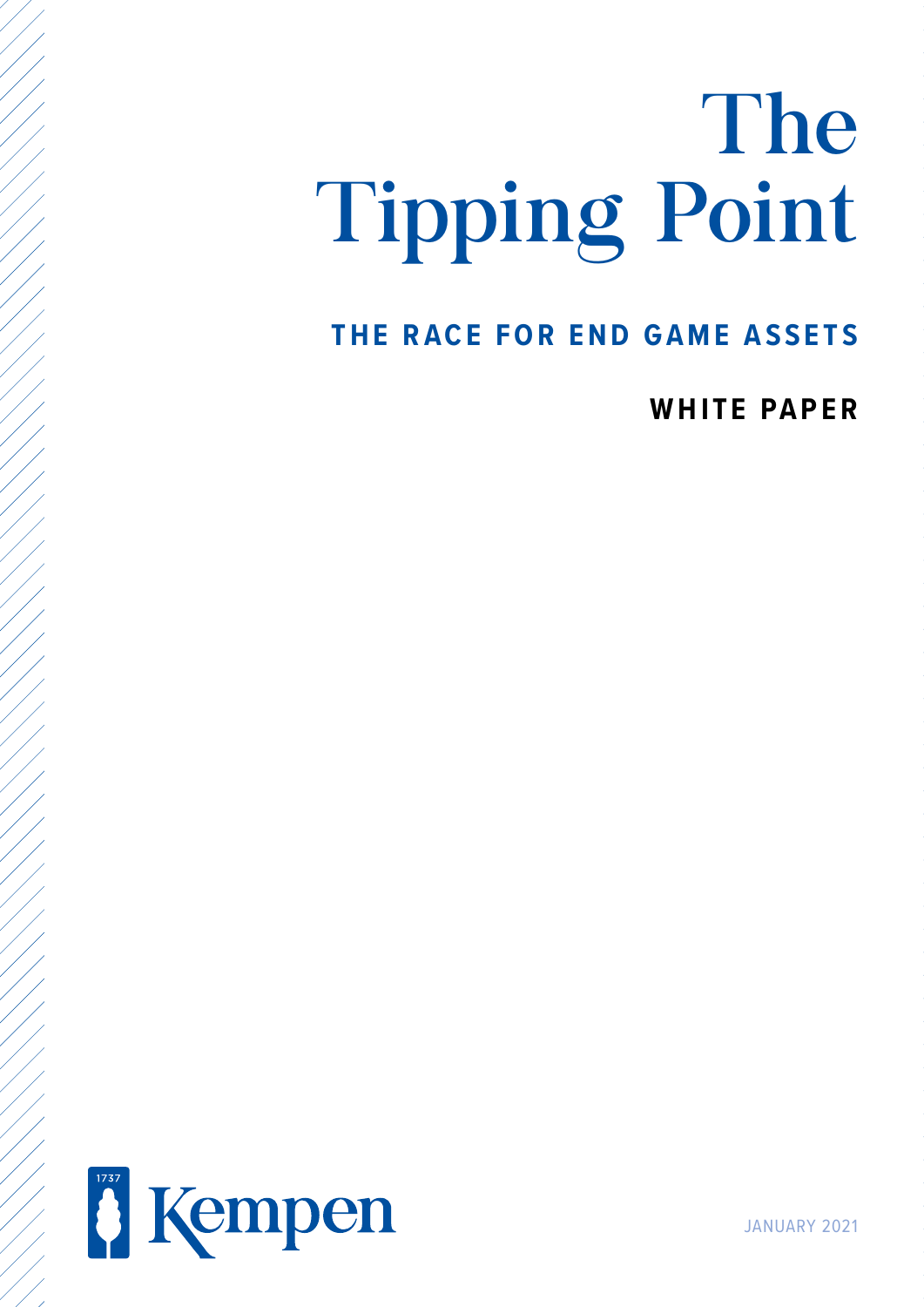# The Tipping Point

## THE RACE FOR END GAME ASSETS

**WHITE PAPER**

Kempen

JANUARY 2021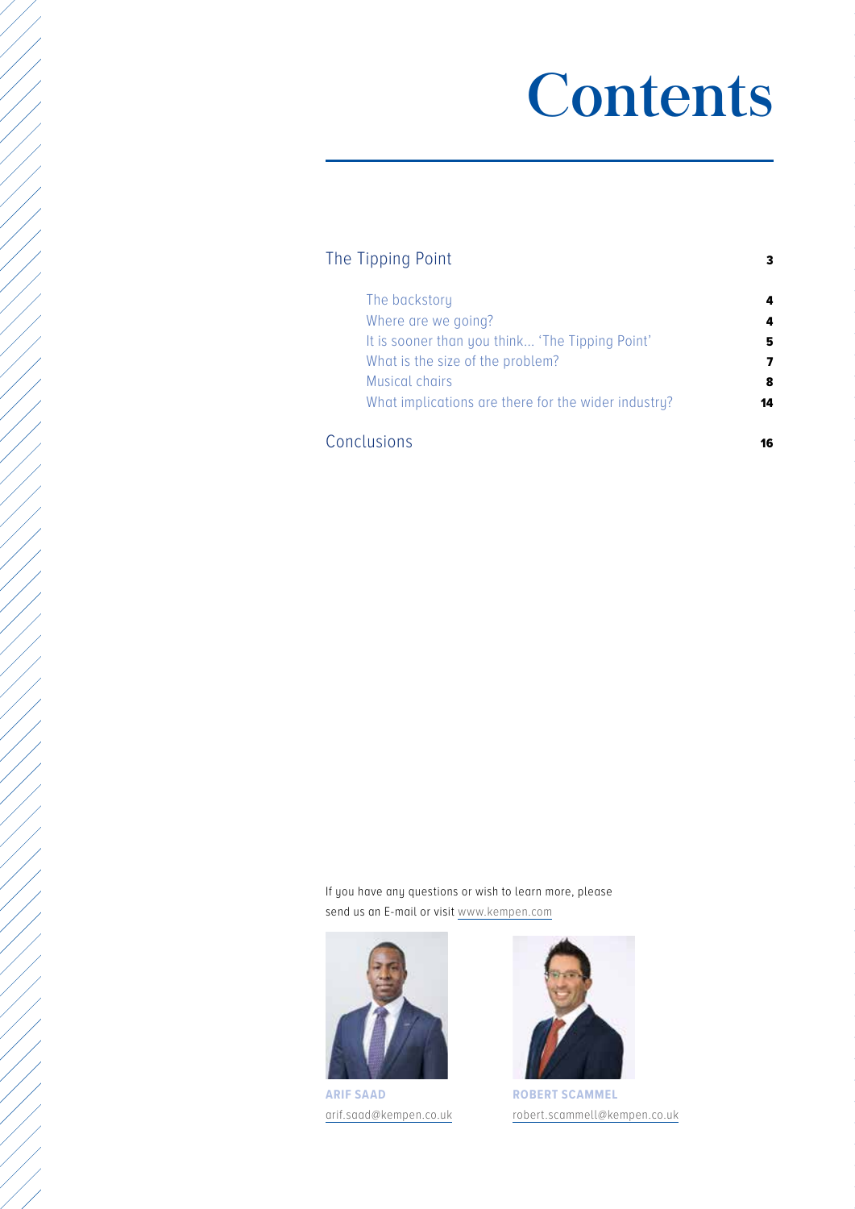# Contents

| | |
|---|---|
| The Tipping Point | 3 |
| The backstory | 4 |
| Where are we going? | 4 |
| It is sooner than you think... 'The Tipping Point' | 5 |
| What is the size of the problem? | 7 |
| Musical chairs | 8 |
| What implications are there for the wider industry? | 14 |
| Conclusions | 16 |

If you have any questions or wish to learn more, please send us an E-mail or visit www.kempen.com

**ARIF SAAD**
arif.saad@kempen.co.uk

**ROBERT SCAMMEL**
robert.scammell@kempen.co.uk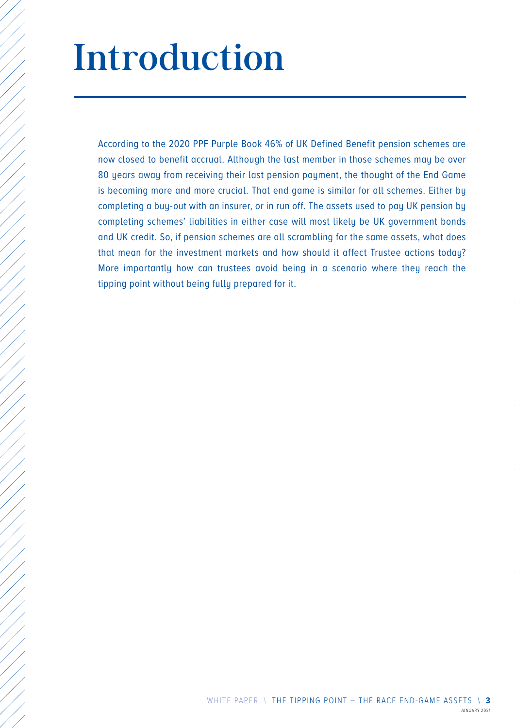# Introduction

According to the 2020 PPF Purple Book 46% of UK Defined Benefit pension schemes are now closed to benefit accrual. Although the last member in those schemes may be over 80 years away from receiving their last pension payment, the thought of the End Game is becoming more and more crucial. That end game is similar for all schemes. Either by completing a buy-out with an insurer, or in run off. The assets used to pay UK pension by completing schemes' liabilities in either case will most likely be UK government bonds and UK credit. So, if pension schemes are all scrambling for the same assets, what does that mean for the investment markets and how should it affect Trustee actions today? More importantly how can trustees avoid being in a scenario where they reach the tipping point without being fully prepared for it.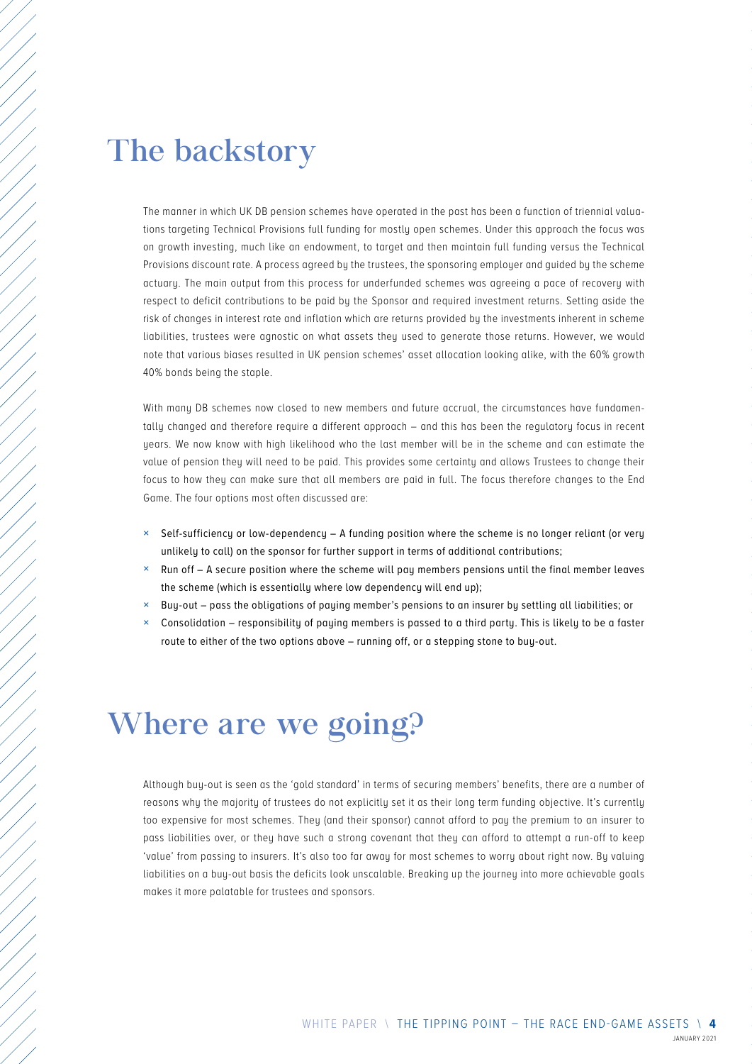# The backstory

The manner in which UK DB pension schemes have operated in the past has been a function of triennial valuations targeting Technical Provisions full funding for mostly open schemes. Under this approach the focus was on growth investing, much like an endowment, to target and then maintain full funding versus the Technical Provisions discount rate. A process agreed by the trustees, the sponsoring employer and guided by the scheme actuary. The main output from this process for underfunded schemes was agreeing a pace of recovery with respect to deficit contributions to be paid by the Sponsor and required investment returns. Setting aside the risk of changes in interest rate and inflation which are returns provided by the investments inherent in scheme liabilities, trustees were agnostic on what assets they used to generate those returns. However, we would note that various biases resulted in UK pension schemes' asset allocation looking alike, with the 60% growth 40% bonds being the staple.

With many DB schemes now closed to new members and future accrual, the circumstances have fundamentally changed and therefore require a different approach – and this has been the regulatory focus in recent years. We now know with high likelihood who the last member will be in the scheme and can estimate the value of pension they will need to be paid. This provides some certainty and allows Trustees to change their focus to how they can make sure that all members are paid in full. The focus therefore changes to the End Game. The four options most often discussed are:

- Self-sufficiency or low-dependency – A funding position where the scheme is no longer reliant (or very unlikely to call) on the sponsor for further support in terms of additional contributions;
- Run off – A secure position where the scheme will pay members pensions until the final member leaves the scheme (which is essentially where low dependency will end up);
- Buy-out – pass the obligations of paying member's pensions to an insurer by settling all liabilities; or
- Consolidation – responsibility of paying members is passed to a third party. This is likely to be a faster route to either of the two options above – running off, or a stepping stone to buy-out.

# Where are we going?

Although buy-out is seen as the 'gold standard' in terms of securing members' benefits, there are a number of reasons why the majority of trustees do not explicitly set it as their long term funding objective. It's currently too expensive for most schemes. They (and their sponsor) cannot afford to pay the premium to an insurer to pass liabilities over, or they have such a strong covenant that they can afford to attempt a run-off to keep 'value' from passing to insurers. It's also too far away for most schemes to worry about right now. By valuing liabilities on a buy-out basis the deficits look unscalable. Breaking up the journey into more achievable goals makes it more palatable for trustees and sponsors.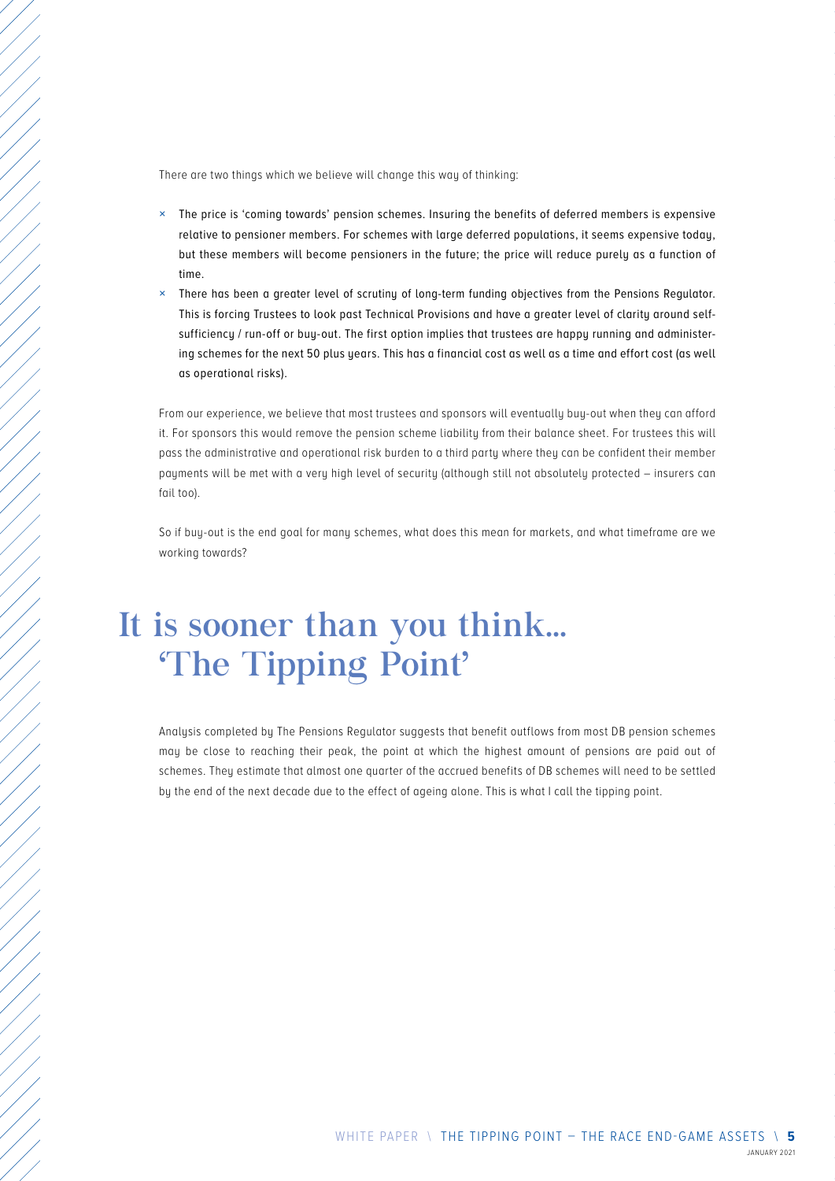There are two things which we believe will change this way of thinking:

- The price is 'coming towards' pension schemes. Insuring the benefits of deferred members is expensive relative to pensioner members. For schemes with large deferred populations, it seems expensive today, but these members will become pensioners in the future; the price will reduce purely as a function of time.
- There has been a greater level of scrutiny of long-term funding objectives from the Pensions Regulator. This is forcing Trustees to look past Technical Provisions and have a greater level of clarity around self-sufficiency / run-off or buy-out. The first option implies that trustees are happy running and administering schemes for the next 50 plus years. This has a financial cost as well as a time and effort cost (as well as operational risks).

From our experience, we believe that most trustees and sponsors will eventually buy-out when they can afford it. For sponsors this would remove the pension scheme liability from their balance sheet. For trustees this will pass the administrative and operational risk burden to a third party where they can be confident their member payments will be met with a very high level of security (although still not absolutely protected – insurers can fail too).

So if buy-out is the end goal for many schemes, what does this mean for markets, and what timeframe are we working towards?

# It is sooner than you think... 'The Tipping Point'

Analysis completed by The Pensions Regulator suggests that benefit outflows from most DB pension schemes may be close to reaching their peak, the point at which the highest amount of pensions are paid out of schemes. They estimate that almost one quarter of the accrued benefits of DB schemes will need to be settled by the end of the next decade due to the effect of ageing alone. This is what I call the tipping point.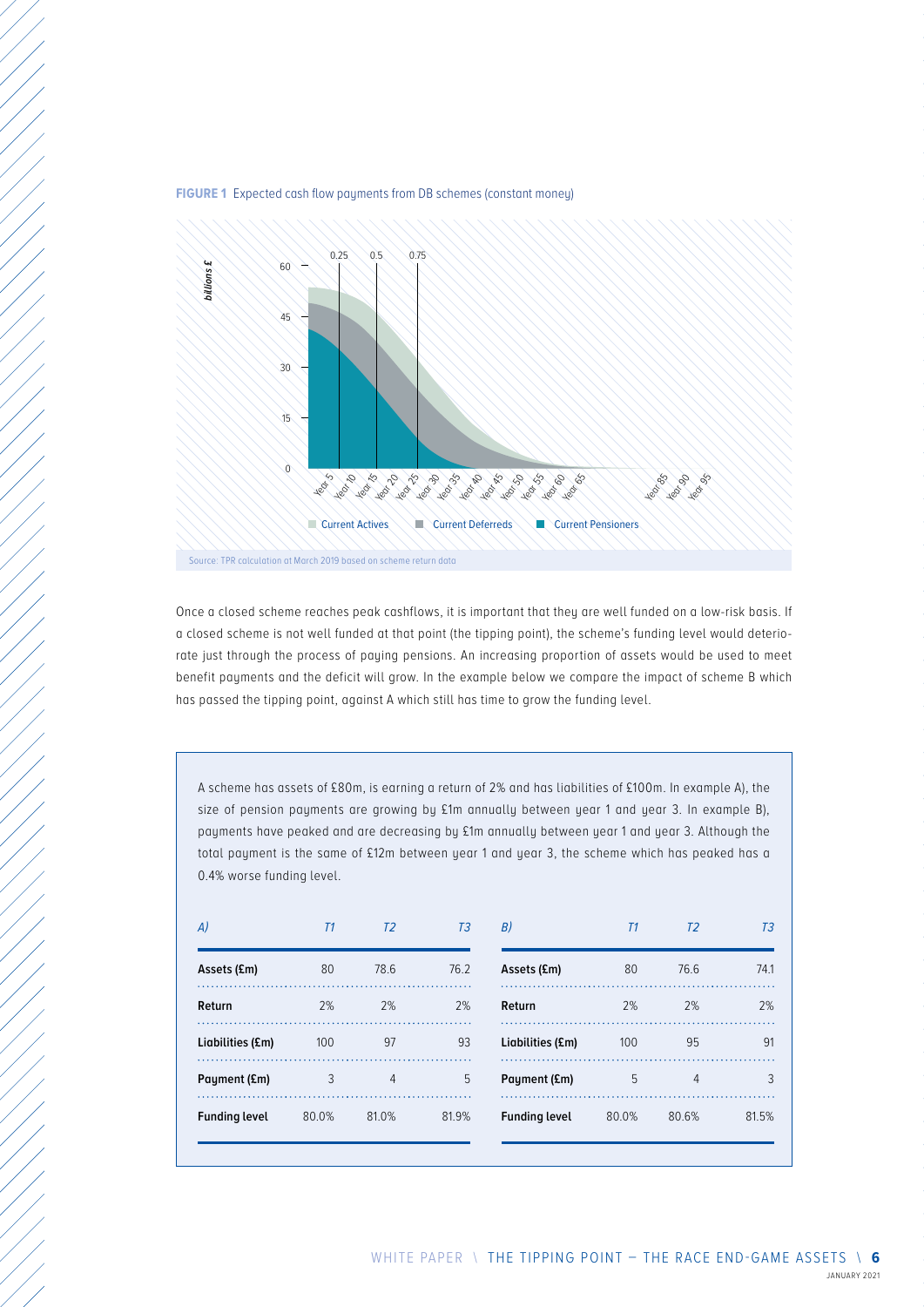**FIGURE 1** Expected cash flow payments from DB schemes (constant money)

Source: TPR calculation at March 2019 based on scheme return data

Once a closed scheme reaches peak cashflows, it is important that they are well funded on a low-risk basis. If a closed scheme is not well funded at that point (the tipping point), the scheme's funding level would deteriorate just through the process of paying pensions. An increasing proportion of assets would be used to meet benefit payments and the deficit will grow. In the example below we compare the impact of scheme B which has passed the tipping point, against A which still has time to grow the funding level.

A scheme has assets of £80m, is earning a return of 2% and has liabilities of £100m. In example A), the size of pension payments are growing by £1m annually between year 1 and year 3. In example B), payments have peaked and are decreasing by £1m annually between year 1 and year 3. Although the total payment is the same of £12m between year 1 and year 3, the scheme which has peaked has a 0.4% worse funding level.

| *A)* | *T1* | *T2* | *T3* |
|---|---|---|---|
| **Assets (£m)** | 80 | 78.6 | 76.2 |
| **Return** | 2% | 2% | 2% |
| **Liabilities (£m)** | 100 | 97 | 93 |
| **Payment (£m)** | 3 | 4 | 5 |
| **Funding level** | 80.0% | 81.0% | 81.9% |

| *B)* | *T1* | *T2* | *T3* |
|---|---|---|---|
| **Assets (£m)** | 80 | 76.6 | 74.1 |
| **Return** | 2% | 2% | 2% |
| **Liabilities (£m)** | 100 | 95 | 91 |
| **Payment (£m)** | 5 | 4 | 3 |
| **Funding level** | 80.0% | 80.6% | 81.5% |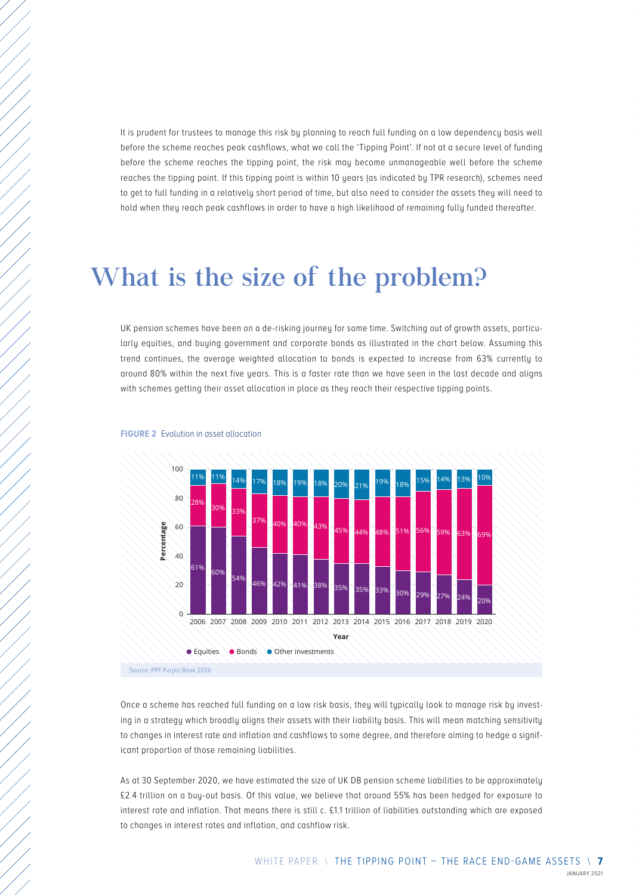It is prudent for trustees to manage this risk by planning to reach full funding on a low dependency basis well before the scheme reaches peak cashflows, what we call the 'Tipping Point'. If not at a secure level of funding before the scheme reaches the tipping point, the risk may become unmanageable well before the scheme reaches the tipping point. If this tipping point is within 10 years (as indicated by TPR research), schemes need to get to full funding in a relatively short period of time, but also need to consider the assets they will need to hold when they reach peak cashflows in order to have a high likelihood of remaining fully funded thereafter.

# What is the size of the problem?

UK pension schemes have been on a de-risking journey for some time. Switching out of growth assets, particularly equities, and buying government and corporate bonds as illustrated in the chart below. Assuming this trend continues, the average weighted allocation to bonds is expected to increase from 63% currently to around 80% within the next five years. This is a faster rate than we have seen in the last decade and aligns with schemes getting their asset allocation in place as they reach their respective tipping points.

**FIGURE 2** Evolution in asset allocation

| Year | Equities | Bonds | Other investments |
|---|---|---|---|
| 2006 | 61% | 28% | 11% |
| 2007 | 60% | 30% | 11% |
| 2008 | 54% | 33% | 14% |
| 2009 | 46% | 37% | 17% |
| 2010 | 42% | 40% | 18% |
| 2011 | 41% | 40% | 19% |
| 2012 | 38% | 43% | 18% |
| 2013 | 35% | 45% | 20% |
| 2014 | 35% | 44% | 21% |
| 2015 | 33% | 48% | 19% |
| 2016 | 30% | 51% | 18% |
| 2017 | 29% | 56% | 15% |
| 2018 | 27% | 59% | 14% |
| 2019 | 24% | 63% | 13% |
| 2020 | 20% | 69% | 10% |

Source: PPF Purple Book 2020

Once a scheme has reached full funding on a low risk basis, they will typically look to manage risk by investing in a strategy which broadly aligns their assets with their liability basis. This will mean matching sensitivity to changes in interest rate and inflation and cashflows to some degree, and therefore aiming to hedge a significant proportion of those remaining liabilities.

As at 30 September 2020, we have estimated the size of UK DB pension scheme liabilities to be approximately £2.4 trillion on a buy-out basis. Of this value, we believe that around 55% has been hedged for exposure to interest rate and inflation. That means there is still c. £1.1 trillion of liabilities outstanding which are exposed to changes in interest rates and inflation, and cashflow risk.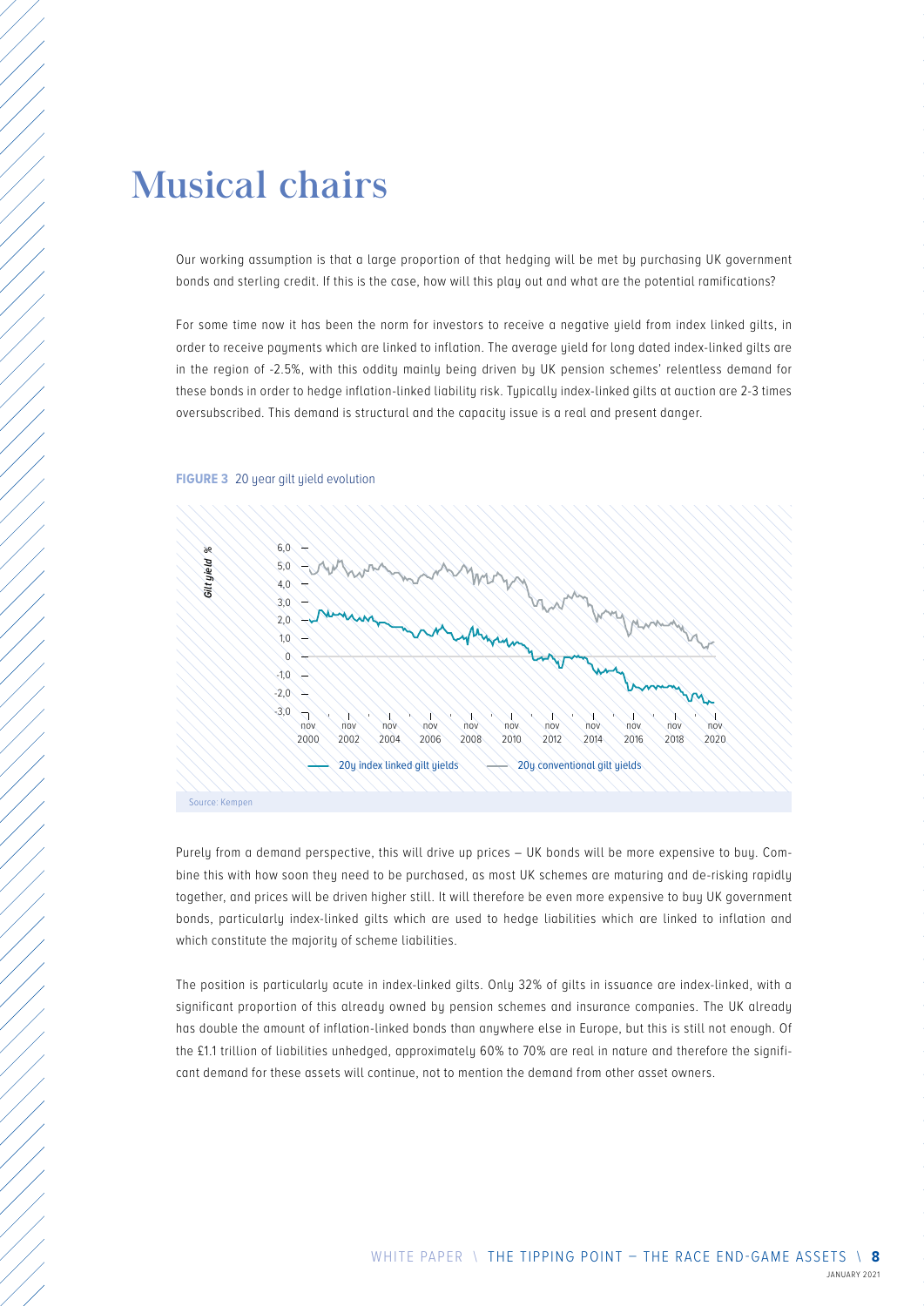# Musical chairs

Our working assumption is that a large proportion of that hedging will be met by purchasing UK government bonds and sterling credit. If this is the case, how will this play out and what are the potential ramifications?

For some time now it has been the norm for investors to receive a negative yield from index linked gilts, in order to receive payments which are linked to inflation. The average yield for long dated index-linked gilts are in the region of -2.5%, with this oddity mainly being driven by UK pension schemes' relentless demand for these bonds in order to hedge inflation-linked liability risk. Typically index-linked gilts at auction are 2-3 times oversubscribed. This demand is structural and the capacity issue is a real and present danger.

**FIGURE 3** 20 year gilt yield evolution

Source: Kempen

Purely from a demand perspective, this will drive up prices – UK bonds will be more expensive to buy. Combine this with how soon they need to be purchased, as most UK schemes are maturing and de-risking rapidly together, and prices will be driven higher still. It will therefore be even more expensive to buy UK government bonds, particularly index-linked gilts which are used to hedge liabilities which are linked to inflation and which constitute the majority of scheme liabilities.

The position is particularly acute in index-linked gilts. Only 32% of gilts in issuance are index-linked, with a significant proportion of this already owned by pension schemes and insurance companies. The UK already has double the amount of inflation-linked bonds than anywhere else in Europe, but this is still not enough. Of the £1.1 trillion of liabilities unhedged, approximately 60% to 70% are real in nature and therefore the significant demand for these assets will continue, not to mention the demand from other asset owners.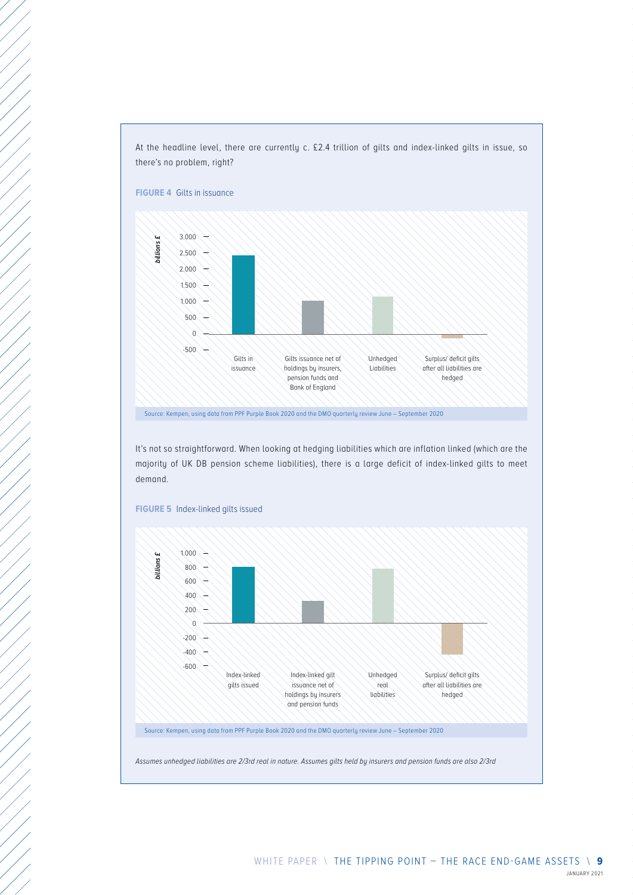At the headline level, there are currently c. £2.4 trillion of gilts and index-linked gilts in issue, so there's no problem, right?

**FIGURE 4** Gilts in issuance

billions £

| | Gilts in issuance | Gilts issuance net of holdings by insurers, pension funds and Bank of England | Unhedged Liabilities | Surplus/ deficit gilts after all liabilities are hedged |
|---|---|---|---|---|

Source: Kempen, using data from PPF Purple Book 2020 and the DMO quarterly review June – September 2020

It's not so straightforward. When looking at hedging liabilities which are inflation linked (which are the majority of UK DB pension scheme liabilities), there is a large deficit of index-linked gilts to meet demand.

**FIGURE 5** Index-linked gilts issued

billions £

| | Index-linked gilts issued | Index-linked gilt issuance net of holdings by insurers and pension funds | Unhedged real liabilities | Surplus/ deficit gilts after all liabilities are hedged |
|---|---|---|---|---|

Source: Kempen, using data from PPF Purple Book 2020 and the DMO quarterly review June – September 2020

*Assumes unhedged liabilities are 2/3rd real in nature. Assumes gilts held by insurers and pension funds are also 2/3rd*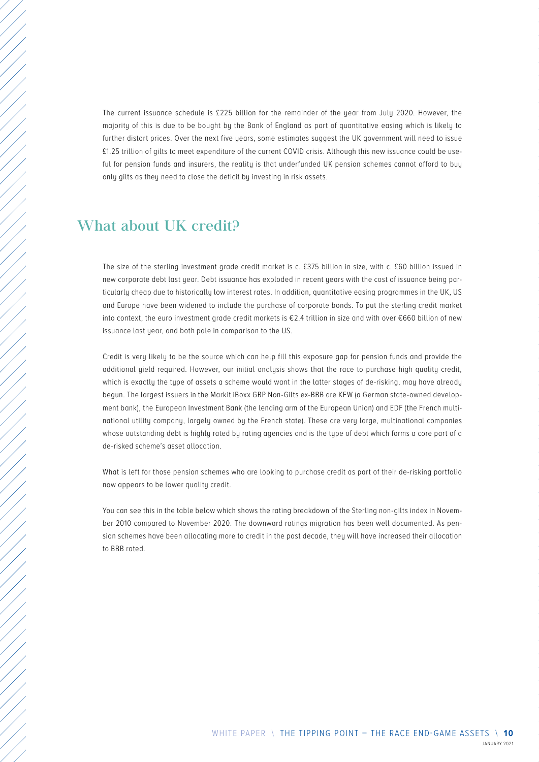The current issuance schedule is £225 billion for the remainder of the year from July 2020. However, the majority of this is due to be bought by the Bank of England as part of quantitative easing which is likely to further distort prices. Over the next five years, some estimates suggest the UK government will need to issue £1.25 trillion of gilts to meet expenditure of the current COVID crisis. Although this new issuance could be useful for pension funds and insurers, the reality is that underfunded UK pension schemes cannot afford to buy only gilts as they need to close the deficit by investing in risk assets.

## What about UK credit?

The size of the sterling investment grade credit market is c. £375 billion in size, with c. £60 billion issued in new corporate debt last year. Debt issuance has exploded in recent years with the cost of issuance being particularly cheap due to historically low interest rates. In addition, quantitative easing programmes in the UK, US and Europe have been widened to include the purchase of corporate bonds. To put the sterling credit market into context, the euro investment grade credit markets is €2.4 trillion in size and with over €660 billion of new issuance last year, and both pale in comparison to the US.

Credit is very likely to be the source which can help fill this exposure gap for pension funds and provide the additional yield required. However, our initial analysis shows that the race to purchase high quality credit, which is exactly the type of assets a scheme would want in the latter stages of de-risking, may have already begun. The largest issuers in the Markit iBoxx GBP Non-Gilts ex-BBB are KFW (a German state-owned development bank), the European Investment Bank (the lending arm of the European Union) and EDF (the French multinational utility company, largely owned by the French state). These are very large, multinational companies whose outstanding debt is highly rated by rating agencies and is the type of debt which forms a core part of a de-risked scheme's asset allocation.

What is left for those pension schemes who are looking to purchase credit as part of their de-risking portfolio now appears to be lower quality credit.

You can see this in the table below which shows the rating breakdown of the Sterling non-gilts index in November 2010 compared to November 2020. The downward ratings migration has been well documented. As pension schemes have been allocating more to credit in the past decade, they will have increased their allocation to BBB rated.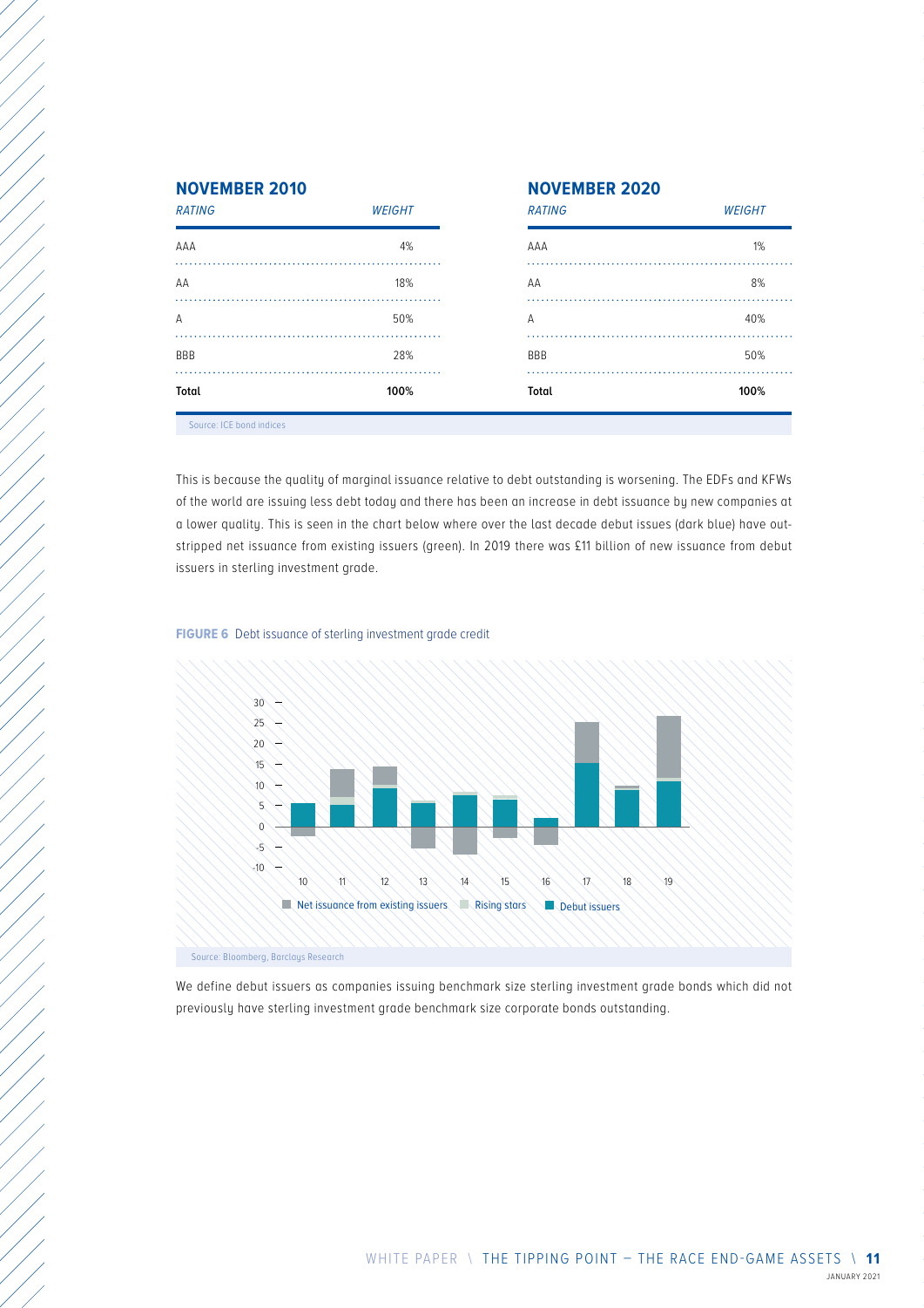**NOVEMBER 2010**

| *RATING* | *WEIGHT* |
|---|---|
| AAA | 4% |
| AA | 18% |
| A | 50% |
| BBB | 28% |
| **Total** | **100%** |

**NOVEMBER 2020**

| *RATING* | *WEIGHT* |
|---|---|
| AAA | 1% |
| AA | 8% |
| A | 40% |
| BBB | 50% |
| **Total** | **100%** |

Source: ICE bond indices

This is because the quality of marginal issuance relative to debt outstanding is worsening. The EDFs and KFWs of the world are issuing less debt today and there has been an increase in debt issuance by new companies at a lower quality. This is seen in the chart below where over the last decade debut issues (dark blue) have outstripped net issuance from existing issuers (green). In 2019 there was £11 billion of new issuance from debut issuers in sterling investment grade.

**FIGURE 6** Debt issuance of sterling investment grade credit

Source: Bloomberg, Barclays Research

We define debut issuers as companies issuing benchmark size sterling investment grade bonds which did not previously have sterling investment grade benchmark size corporate bonds outstanding.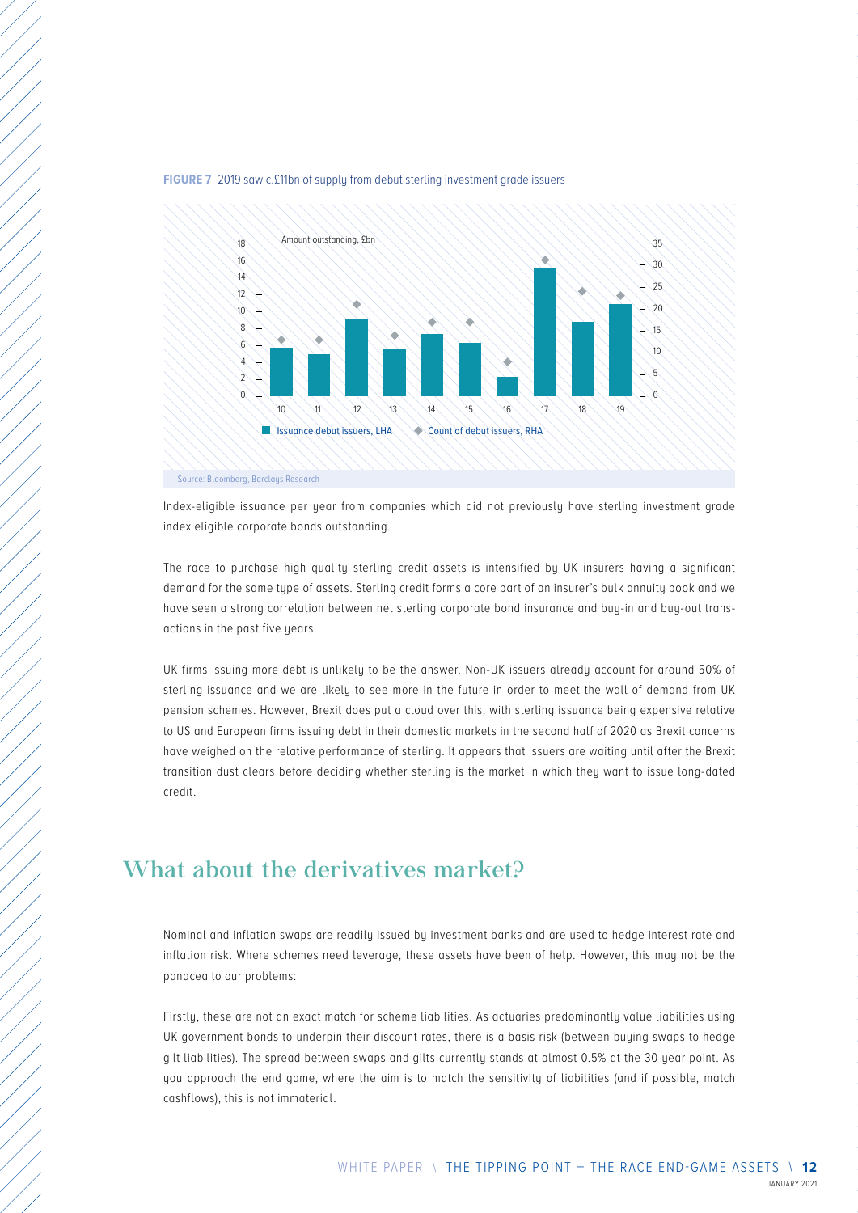**FIGURE 7** 2019 saw c.£11bn of supply from debut sterling investment grade issuers

Source: Bloomberg, Barclays Research

Index-eligible issuance per year from companies which did not previously have sterling investment grade index eligible corporate bonds outstanding.

The race to purchase high quality sterling credit assets is intensified by UK insurers having a significant demand for the same type of assets. Sterling credit forms a core part of an insurer's bulk annuity book and we have seen a strong correlation between net sterling corporate bond insurance and buy-in and buy-out transactions in the past five years.

UK firms issuing more debt is unlikely to be the answer. Non-UK issuers already account for around 50% of sterling issuance and we are likely to see more in the future in order to meet the wall of demand from UK pension schemes. However, Brexit does put a cloud over this, with sterling issuance being expensive relative to US and European firms issuing debt in their domestic markets in the second half of 2020 as Brexit concerns have weighed on the relative performance of sterling. It appears that issuers are waiting until after the Brexit transition dust clears before deciding whether sterling is the market in which they want to issue long-dated credit.

## What about the derivatives market?

Nominal and inflation swaps are readily issued by investment banks and are used to hedge interest rate and inflation risk. Where schemes need leverage, these assets have been of help. However, this may not be the panacea to our problems:

Firstly, these are not an exact match for scheme liabilities. As actuaries predominantly value liabilities using UK government bonds to underpin their discount rates, there is a basis risk (between buying swaps to hedge gilt liabilities). The spread between swaps and gilts currently stands at almost 0.5% at the 30 year point. As you approach the end game, where the aim is to match the sensitivity of liabilities (and if possible, match cashflows), this is not immaterial.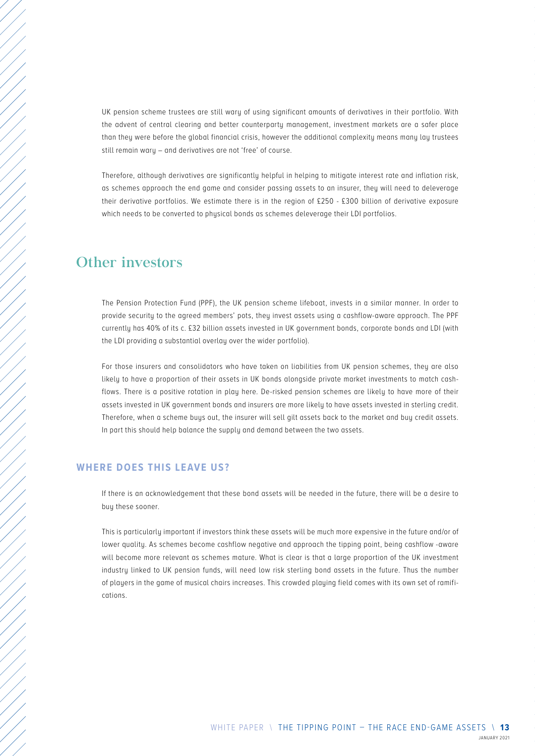UK pension scheme trustees are still wary of using significant amounts of derivatives in their portfolio. With the advent of central clearing and better counterparty management, investment markets are a safer place than they were before the global financial crisis, however the additional complexity means many lay trustees still remain wary – and derivatives are not 'free' of course.

Therefore, although derivatives are significantly helpful in helping to mitigate interest rate and inflation risk, as schemes approach the end game and consider passing assets to an insurer, they will need to deleverage their derivative portfolios. We estimate there is in the region of £250 - £300 billion of derivative exposure which needs to be converted to physical bonds as schemes deleverage their LDI portfolios.

## Other investors

The Pension Protection Fund (PPF), the UK pension scheme lifeboat, invests in a similar manner. In order to provide security to the agreed members' pots, they invest assets using a cashflow-aware approach. The PPF currently has 40% of its c. £32 billion assets invested in UK government bonds, corporate bonds and LDI (with the LDI providing a substantial overlay over the wider portfolio).

For those insurers and consolidators who have taken on liabilities from UK pension schemes, they are also likely to have a proportion of their assets in UK bonds alongside private market investments to match cash-flows. There is a positive rotation in play here. De-risked pension schemes are likely to have more of their assets invested in UK government bonds and insurers are more likely to have assets invested in sterling credit. Therefore, when a scheme buys out, the insurer will sell gilt assets back to the market and buy credit assets. In part this should help balance the supply and demand between the two assets.

### WHERE DOES THIS LEAVE US?

If there is an acknowledgement that these bond assets will be needed in the future, there will be a desire to buy these sooner.

This is particularly important if investors think these assets will be much more expensive in the future and/or of lower quality. As schemes become cashflow negative and approach the tipping point, being cashflow -aware will become more relevant as schemes mature. What is clear is that a large proportion of the UK investment industry linked to UK pension funds, will need low risk sterling bond assets in the future. Thus the number of players in the game of musical chairs increases. This crowded playing field comes with its own set of ramifications.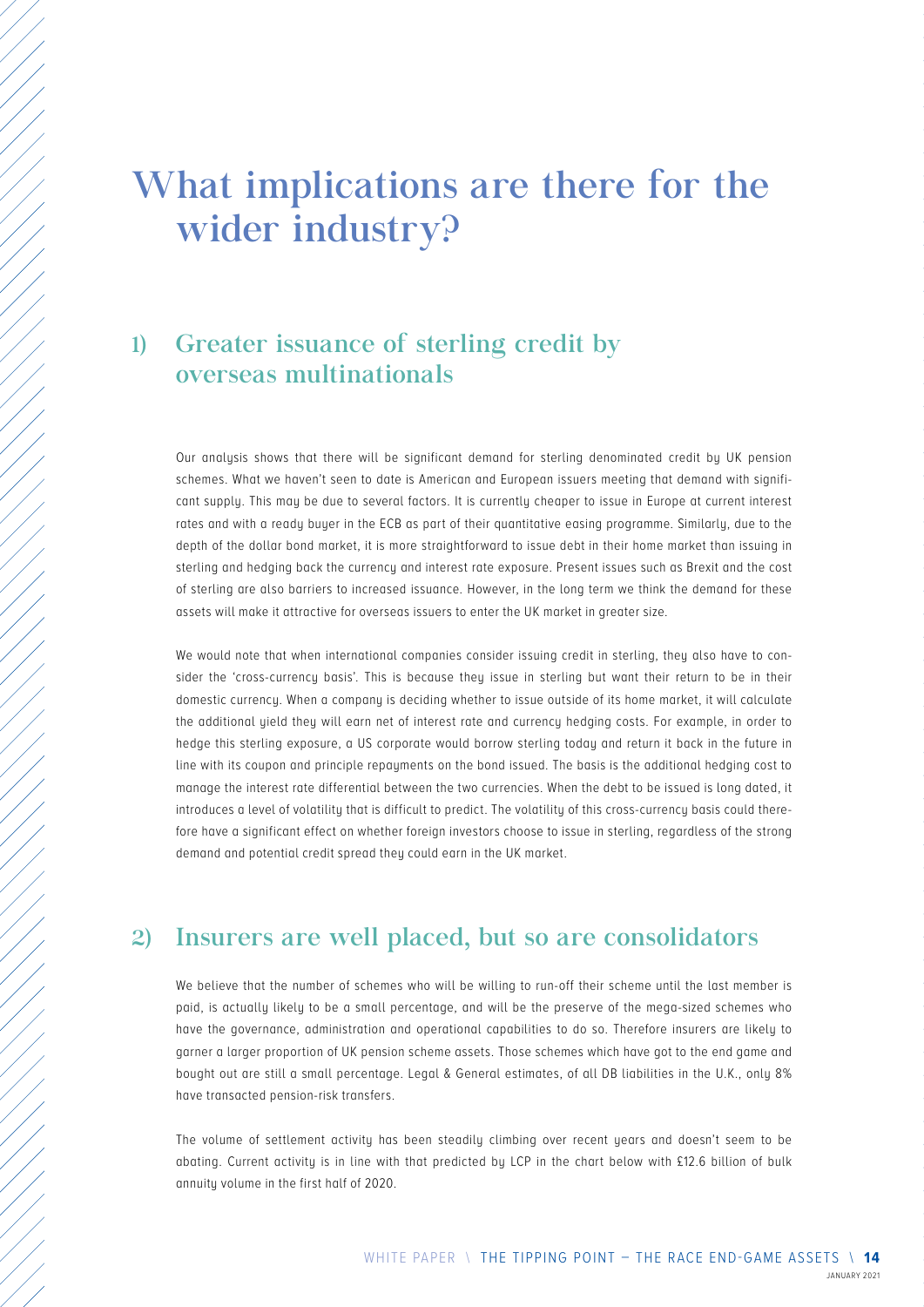# What implications are there for the wider industry?

## 1) Greater issuance of sterling credit by overseas multinationals

Our analysis shows that there will be significant demand for sterling denominated credit by UK pension schemes. What we haven't seen to date is American and European issuers meeting that demand with significant supply. This may be due to several factors. It is currently cheaper to issue in Europe at current interest rates and with a ready buyer in the ECB as part of their quantitative easing programme. Similarly, due to the depth of the dollar bond market, it is more straightforward to issue debt in their home market than issuing in sterling and hedging back the currency and interest rate exposure. Present issues such as Brexit and the cost of sterling are also barriers to increased issuance. However, in the long term we think the demand for these assets will make it attractive for overseas issuers to enter the UK market in greater size.

We would note that when international companies consider issuing credit in sterling, they also have to consider the 'cross-currency basis'. This is because they issue in sterling but want their return to be in their domestic currency. When a company is deciding whether to issue outside of its home market, it will calculate the additional yield they will earn net of interest rate and currency hedging costs. For example, in order to hedge this sterling exposure, a US corporate would borrow sterling today and return it back in the future in line with its coupon and principle repayments on the bond issued. The basis is the additional hedging cost to manage the interest rate differential between the two currencies. When the debt to be issued is long dated, it introduces a level of volatility that is difficult to predict. The volatility of this cross-currency basis could therefore have a significant effect on whether foreign investors choose to issue in sterling, regardless of the strong demand and potential credit spread they could earn in the UK market.

## 2) Insurers are well placed, but so are consolidators

We believe that the number of schemes who will be willing to run-off their scheme until the last member is paid, is actually likely to be a small percentage, and will be the preserve of the mega-sized schemes who have the governance, administration and operational capabilities to do so. Therefore insurers are likely to garner a larger proportion of UK pension scheme assets. Those schemes which have got to the end game and bought out are still a small percentage. Legal & General estimates, of all DB liabilities in the U.K., only 8% have transacted pension-risk transfers.

The volume of settlement activity has been steadily climbing over recent years and doesn't seem to be abating. Current activity is in line with that predicted by LCP in the chart below with £12.6 billion of bulk annuity volume in the first half of 2020.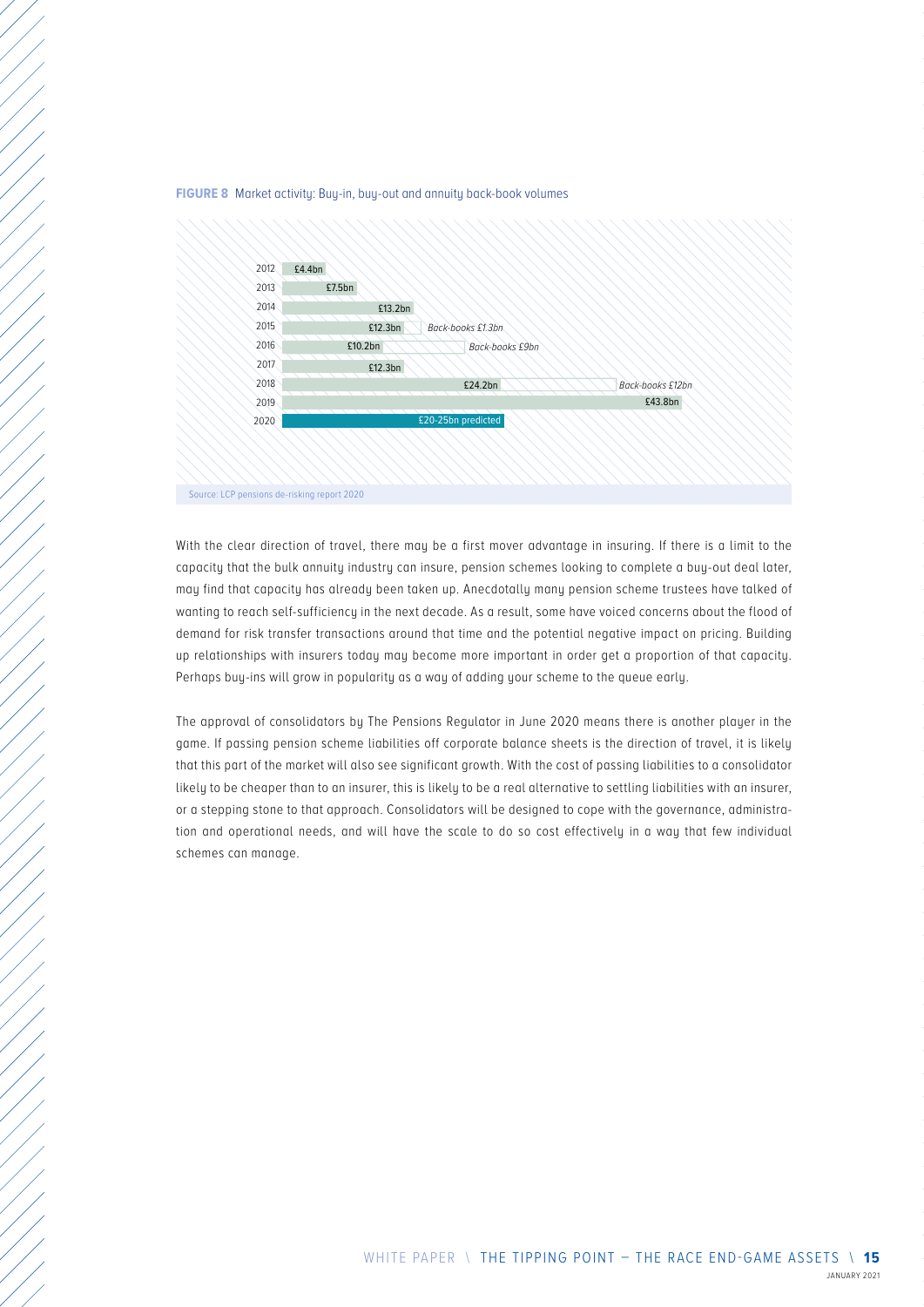**FIGURE 8** Market activity: Buy-in, buy-out and annuity back-book volumes

| Year | Buy-in/buy-out volume | Back-books |
|---|---|---|
| 2012 | £4.4bn | |
| 2013 | £7.5bn | |
| 2014 | £13.2bn | |
| 2015 | £12.3bn | Back-books £1.3bn |
| 2016 | £10.2bn | Back-books £9bn |
| 2017 | £12.3bn | |
| 2018 | £24.2bn | Back-books £12bn |
| 2019 | £43.8bn | |
| 2020 | £20-25bn predicted | |

Source: LCP pensions de-risking report 2020

With the clear direction of travel, there may be a first mover advantage in insuring. If there is a limit to the capacity that the bulk annuity industry can insure, pension schemes looking to complete a buy-out deal later, may find that capacity has already been taken up. Anecdotally many pension scheme trustees have talked of wanting to reach self-sufficiency in the next decade. As a result, some have voiced concerns about the flood of demand for risk transfer transactions around that time and the potential negative impact on pricing. Building up relationships with insurers today may become more important in order get a proportion of that capacity. Perhaps buy-ins will grow in popularity as a way of adding your scheme to the queue early.

The approval of consolidators by The Pensions Regulator in June 2020 means there is another player in the game. If passing pension scheme liabilities off corporate balance sheets is the direction of travel, it is likely that this part of the market will also see significant growth. With the cost of passing liabilities to a consolidator likely to be cheaper than to an insurer, this is likely to be a real alternative to settling liabilities with an insurer, or a stepping stone to that approach. Consolidators will be designed to cope with the governance, administration and operational needs, and will have the scale to do so cost effectively in a way that few individual schemes can manage.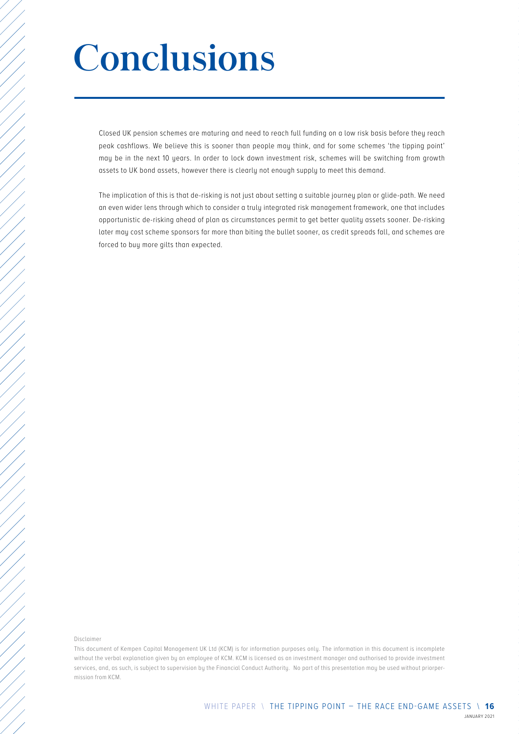# Conclusions

Closed UK pension schemes are maturing and need to reach full funding on a low risk basis before they reach peak cashflows. We believe this is sooner than people may think, and for some schemes 'the tipping point' may be in the next 10 years. In order to lock down investment risk, schemes will be switching from growth assets to UK bond assets, however there is clearly not enough supply to meet this demand.

The implication of this is that de-risking is not just about setting a suitable journey plan or glide-path. We need an even wider lens through which to consider a truly integrated risk management framework, one that includes opportunistic de-risking ahead of plan as circumstances permit to get better quality assets sooner. De-risking later may cost scheme sponsors far more than biting the bullet sooner, as credit spreads fall, and schemes are forced to buy more gilts than expected.

Disclaimer

This document of Kempen Capital Management UK Ltd (KCM) is for information purposes only. The information in this document is incomplete without the verbal explanation given by an employee of KCM. KCM is licensed as an investment manager and authorised to provide investment services, and, as such, is subject to supervision by the Financial Conduct Authority. No part of this presentation may be used without priorpermission from KCM.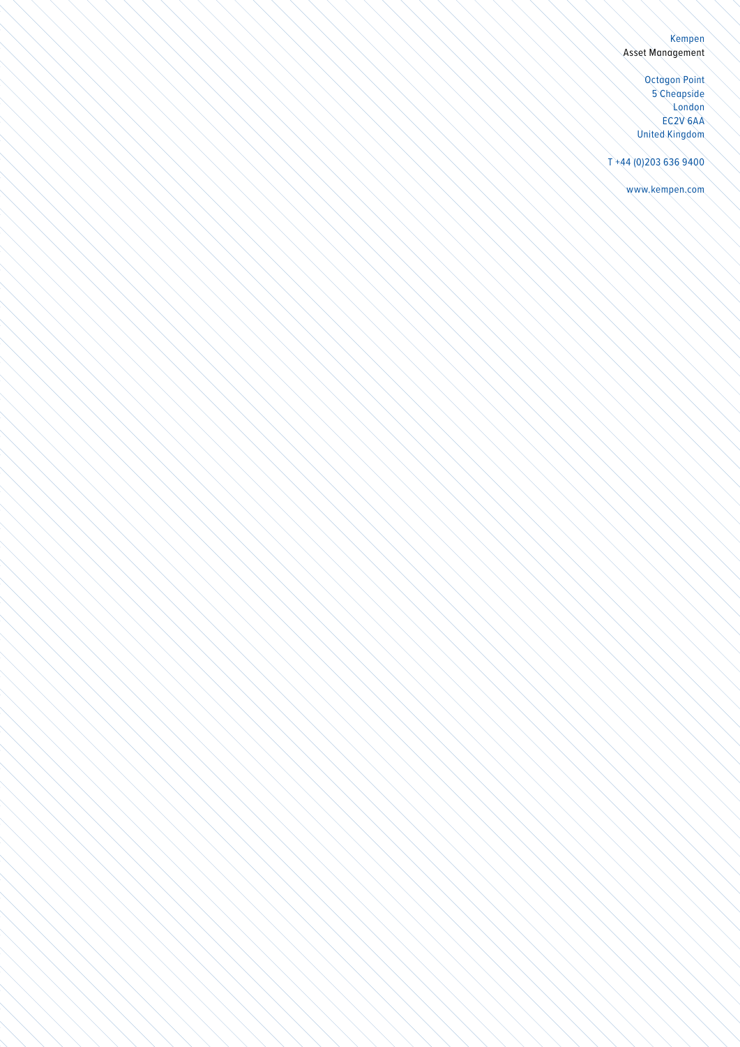Kempen
Asset Management

Octagon Point
5 Cheapside
London
EC2V 6AA
United Kingdom

T +44 (0)203 636 9400

www.kempen.com